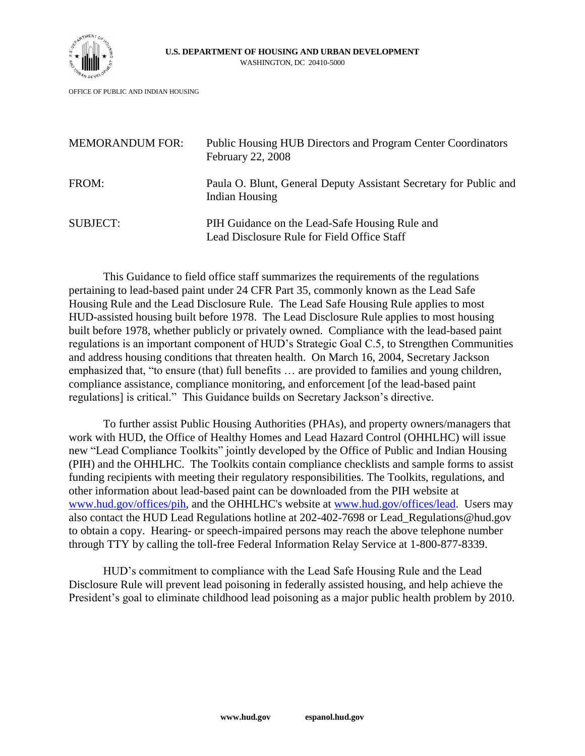**U.S. DEPARTMENT OF HOUSING AND URBAN DEVELOPMENT**
WASHINGTON, DC 20410-5000

OFFICE OF PUBLIC AND INDIAN HOUSING

| | |
|---|---|
| MEMORANDUM FOR: | Public Housing HUB Directors and Program Center Coordinators February 22, 2008 |
| FROM: | Paula O. Blunt, General Deputy Assistant Secretary for Public and Indian Housing |
| SUBJECT: | PIH Guidance on the Lead-Safe Housing Rule and Lead Disclosure Rule for Field Office Staff |

This Guidance to field office staff summarizes the requirements of the regulations pertaining to lead-based paint under 24 CFR Part 35, commonly known as the Lead Safe Housing Rule and the Lead Disclosure Rule. The Lead Safe Housing Rule applies to most HUD-assisted housing built before 1978. The Lead Disclosure Rule applies to most housing built before 1978, whether publicly or privately owned. Compliance with the lead-based paint regulations is an important component of HUD's Strategic Goal C.5, to Strengthen Communities and address housing conditions that threaten health. On March 16, 2004, Secretary Jackson emphasized that, "to ensure (that) full benefits … are provided to families and young children, compliance assistance, compliance monitoring, and enforcement [of the lead-based paint regulations] is critical." This Guidance builds on Secretary Jackson's directive.

To further assist Public Housing Authorities (PHAs), and property owners/managers that work with HUD, the Office of Healthy Homes and Lead Hazard Control (OHHLHC) will issue new "Lead Compliance Toolkits" jointly developed by the Office of Public and Indian Housing (PIH) and the OHHLHC. The Toolkits contain compliance checklists and sample forms to assist funding recipients with meeting their regulatory responsibilities. The Toolkits, regulations, and other information about lead-based paint can be downloaded from the PIH website at www.hud.gov/offices/pih, and the OHHLHC's website at www.hud.gov/offices/lead. Users may also contact the HUD Lead Regulations hotline at 202-402-7698 or Lead_Regulations@hud.gov to obtain a copy. Hearing- or speech-impaired persons may reach the above telephone number through TTY by calling the toll-free Federal Information Relay Service at 1-800-877-8339.

HUD's commitment to compliance with the Lead Safe Housing Rule and the Lead Disclosure Rule will prevent lead poisoning in federally assisted housing, and help achieve the President's goal to eliminate childhood lead poisoning as a major public health problem by 2010.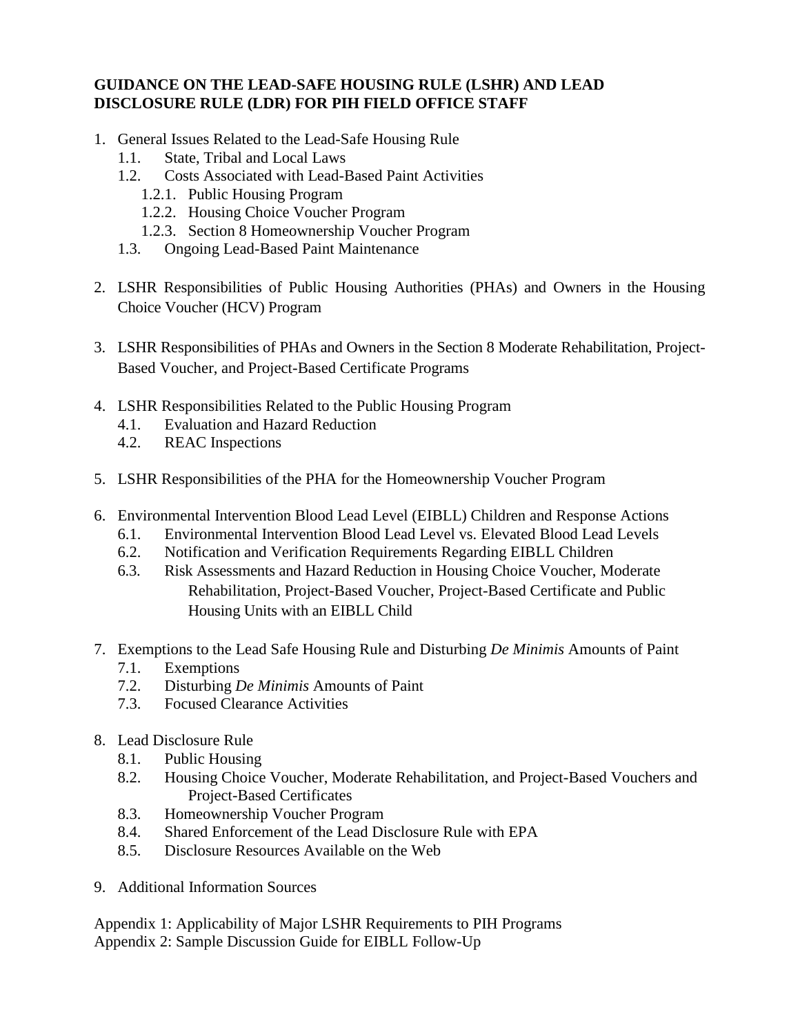**GUIDANCE ON THE LEAD-SAFE HOUSING RULE (LSHR) AND LEAD DISCLOSURE RULE (LDR) FOR PIH FIELD OFFICE STAFF**

1. General Issues Related to the Lead-Safe Housing Rule
   - 1.1. State, Tribal and Local Laws
   - 1.2. Costs Associated with Lead-Based Paint Activities
     - 1.2.1. Public Housing Program
     - 1.2.2. Housing Choice Voucher Program
     - 1.2.3. Section 8 Homeownership Voucher Program
   - 1.3. Ongoing Lead-Based Paint Maintenance

2. LSHR Responsibilities of Public Housing Authorities (PHAs) and Owners in the Housing Choice Voucher (HCV) Program

3. LSHR Responsibilities of PHAs and Owners in the Section 8 Moderate Rehabilitation, Project-Based Voucher, and Project-Based Certificate Programs

4. LSHR Responsibilities Related to the Public Housing Program
   - 4.1. Evaluation and Hazard Reduction
   - 4.2. REAC Inspections

5. LSHR Responsibilities of the PHA for the Homeownership Voucher Program

6. Environmental Intervention Blood Lead Level (EIBLL) Children and Response Actions
   - 6.1. Environmental Intervention Blood Lead Level vs. Elevated Blood Lead Levels
   - 6.2. Notification and Verification Requirements Regarding EIBLL Children
   - 6.3. Risk Assessments and Hazard Reduction in Housing Choice Voucher, Moderate Rehabilitation, Project-Based Voucher, Project-Based Certificate and Public Housing Units with an EIBLL Child

7. Exemptions to the Lead Safe Housing Rule and Disturbing *De Minimis* Amounts of Paint
   - 7.1. Exemptions
   - 7.2. Disturbing *De Minimis* Amounts of Paint
   - 7.3. Focused Clearance Activities

8. Lead Disclosure Rule
   - 8.1. Public Housing
   - 8.2. Housing Choice Voucher, Moderate Rehabilitation, and Project-Based Vouchers and Project-Based Certificates
   - 8.3. Homeownership Voucher Program
   - 8.4. Shared Enforcement of the Lead Disclosure Rule with EPA
   - 8.5. Disclosure Resources Available on the Web

9. Additional Information Sources

Appendix 1: Applicability of Major LSHR Requirements to PIH Programs
Appendix 2: Sample Discussion Guide for EIBLL Follow-Up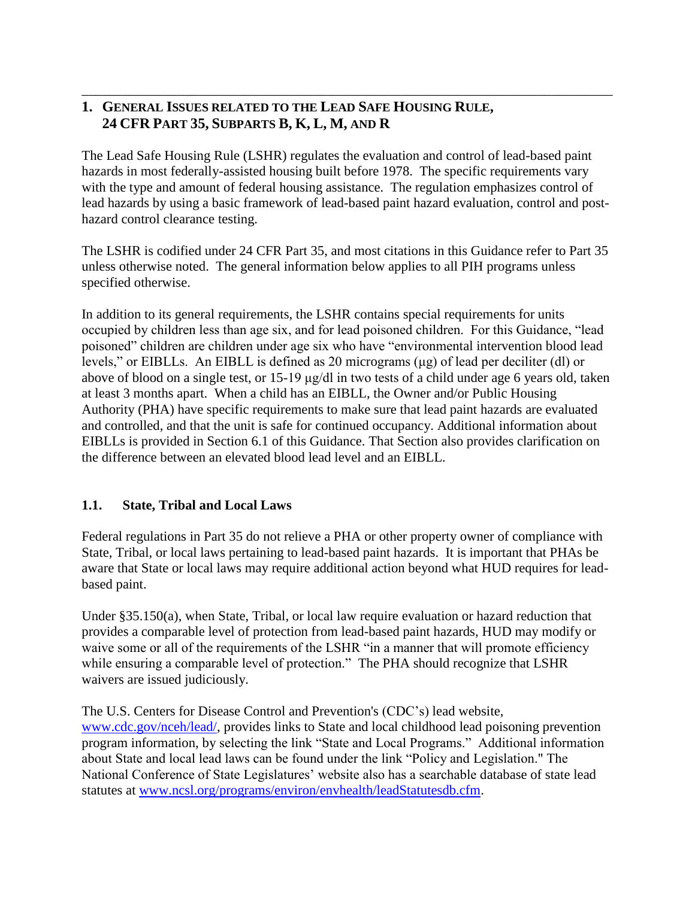## 1. GENERAL ISSUES RELATED TO THE LEAD SAFE HOUSING RULE, 24 CFR PART 35, SUBPARTS B, K, L, M, AND R

The Lead Safe Housing Rule (LSHR) regulates the evaluation and control of lead-based paint hazards in most federally-assisted housing built before 1978. The specific requirements vary with the type and amount of federal housing assistance. The regulation emphasizes control of lead hazards by using a basic framework of lead-based paint hazard evaluation, control and post-hazard control clearance testing.

The LSHR is codified under 24 CFR Part 35, and most citations in this Guidance refer to Part 35 unless otherwise noted. The general information below applies to all PIH programs unless specified otherwise.

In addition to its general requirements, the LSHR contains special requirements for units occupied by children less than age six, and for lead poisoned children. For this Guidance, "lead poisoned" children are children under age six who have "environmental intervention blood lead levels," or EIBLLs. An EIBLL is defined as 20 micrograms (µg) of lead per deciliter (dl) or above of blood on a single test, or 15-19 µg/dl in two tests of a child under age 6 years old, taken at least 3 months apart. When a child has an EIBLL, the Owner and/or Public Housing Authority (PHA) have specific requirements to make sure that lead paint hazards are evaluated and controlled, and that the unit is safe for continued occupancy. Additional information about EIBLLs is provided in Section 6.1 of this Guidance. That Section also provides clarification on the difference between an elevated blood lead level and an EIBLL.

### 1.1. State, Tribal and Local Laws

Federal regulations in Part 35 do not relieve a PHA or other property owner of compliance with State, Tribal, or local laws pertaining to lead-based paint hazards. It is important that PHAs be aware that State or local laws may require additional action beyond what HUD requires for lead-based paint.

Under §35.150(a), when State, Tribal, or local law require evaluation or hazard reduction that provides a comparable level of protection from lead-based paint hazards, HUD may modify or waive some or all of the requirements of the LSHR "in a manner that will promote efficiency while ensuring a comparable level of protection." The PHA should recognize that LSHR waivers are issued judiciously.

The U.S. Centers for Disease Control and Prevention's (CDC's) lead website, www.cdc.gov/nceh/lead/, provides links to State and local childhood lead poisoning prevention program information, by selecting the link "State and Local Programs." Additional information about State and local lead laws can be found under the link "Policy and Legislation." The National Conference of State Legislatures' website also has a searchable database of state lead statutes at www.ncsl.org/programs/environ/envhealth/leadStatutesdb.cfm.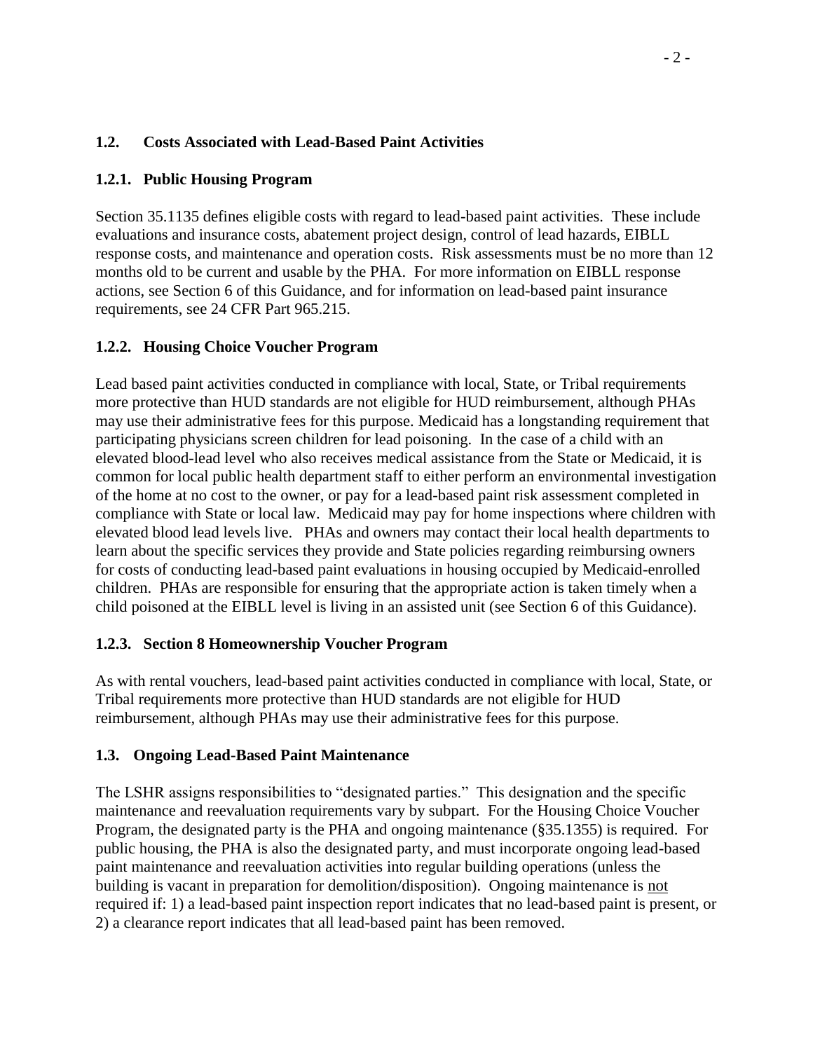## 1.2. Costs Associated with Lead-Based Paint Activities

### 1.2.1. Public Housing Program

Section 35.1135 defines eligible costs with regard to lead-based paint activities. These include evaluations and insurance costs, abatement project design, control of lead hazards, EIBLL response costs, and maintenance and operation costs. Risk assessments must be no more than 12 months old to be current and usable by the PHA. For more information on EIBLL response actions, see Section 6 of this Guidance, and for information on lead-based paint insurance requirements, see 24 CFR Part 965.215.

### 1.2.2. Housing Choice Voucher Program

Lead based paint activities conducted in compliance with local, State, or Tribal requirements more protective than HUD standards are not eligible for HUD reimbursement, although PHAs may use their administrative fees for this purpose. Medicaid has a longstanding requirement that participating physicians screen children for lead poisoning. In the case of a child with an elevated blood-lead level who also receives medical assistance from the State or Medicaid, it is common for local public health department staff to either perform an environmental investigation of the home at no cost to the owner, or pay for a lead-based paint risk assessment completed in compliance with State or local law. Medicaid may pay for home inspections where children with elevated blood lead levels live. PHAs and owners may contact their local health departments to learn about the specific services they provide and State policies regarding reimbursing owners for costs of conducting lead-based paint evaluations in housing occupied by Medicaid-enrolled children. PHAs are responsible for ensuring that the appropriate action is taken timely when a child poisoned at the EIBLL level is living in an assisted unit (see Section 6 of this Guidance).

### 1.2.3. Section 8 Homeownership Voucher Program

As with rental vouchers, lead-based paint activities conducted in compliance with local, State, or Tribal requirements more protective than HUD standards are not eligible for HUD reimbursement, although PHAs may use their administrative fees for this purpose.

## 1.3. Ongoing Lead-Based Paint Maintenance

The LSHR assigns responsibilities to "designated parties." This designation and the specific maintenance and reevaluation requirements vary by subpart. For the Housing Choice Voucher Program, the designated party is the PHA and ongoing maintenance (§35.1355) is required. For public housing, the PHA is also the designated party, and must incorporate ongoing lead-based paint maintenance and reevaluation activities into regular building operations (unless the building is vacant in preparation for demolition/disposition). Ongoing maintenance is not required if: 1) a lead-based paint inspection report indicates that no lead-based paint is present, or 2) a clearance report indicates that all lead-based paint has been removed.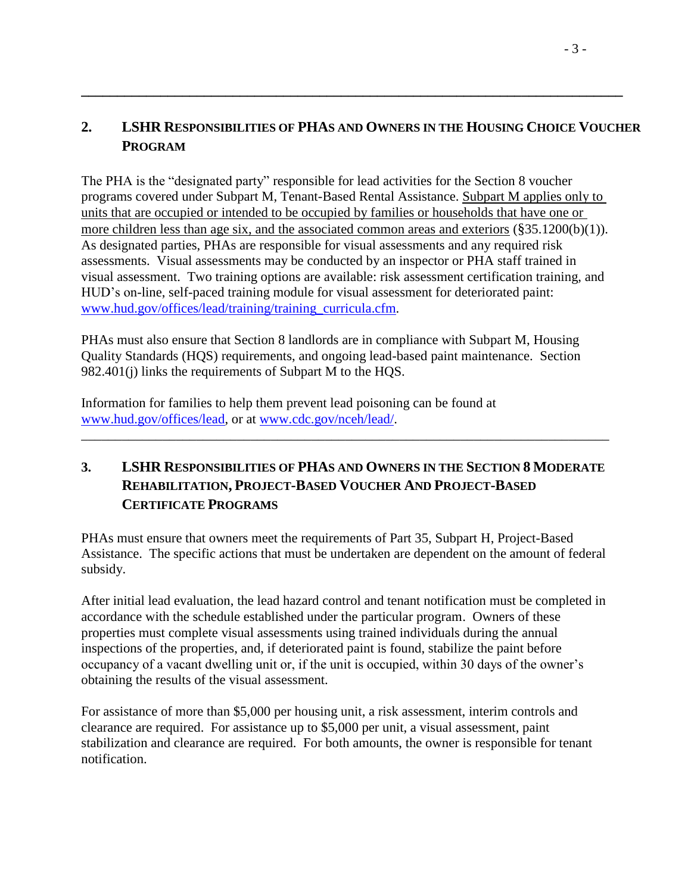## 2. LSHR Responsibilities of PHAs and Owners in the Housing Choice Voucher Program

The PHA is the "designated party" responsible for lead activities for the Section 8 voucher programs covered under Subpart M, Tenant-Based Rental Assistance. Subpart M applies only to units that are occupied or intended to be occupied by families or households that have one or more children less than age six, and the associated common areas and exteriors (§35.1200(b)(1)). As designated parties, PHAs are responsible for visual assessments and any required risk assessments. Visual assessments may be conducted by an inspector or PHA staff trained in visual assessment. Two training options are available: risk assessment certification training, and HUD's on-line, self-paced training module for visual assessment for deteriorated paint: www.hud.gov/offices/lead/training/training_curricula.cfm.

PHAs must also ensure that Section 8 landlords are in compliance with Subpart M, Housing Quality Standards (HQS) requirements, and ongoing lead-based paint maintenance. Section 982.401(j) links the requirements of Subpart M to the HQS.

Information for families to help them prevent lead poisoning can be found at www.hud.gov/offices/lead, or at www.cdc.gov/nceh/lead/.

## 3. LSHR Responsibilities of PHAs and Owners in the Section 8 Moderate Rehabilitation, Project-Based Voucher and Project-Based Certificate Programs

PHAs must ensure that owners meet the requirements of Part 35, Subpart H, Project-Based Assistance. The specific actions that must be undertaken are dependent on the amount of federal subsidy.

After initial lead evaluation, the lead hazard control and tenant notification must be completed in accordance with the schedule established under the particular program. Owners of these properties must complete visual assessments using trained individuals during the annual inspections of the properties, and, if deteriorated paint is found, stabilize the paint before occupancy of a vacant dwelling unit or, if the unit is occupied, within 30 days of the owner's obtaining the results of the visual assessment.

For assistance of more than $5,000 per housing unit, a risk assessment, interim controls and clearance are required. For assistance up to $5,000 per unit, a visual assessment, paint stabilization and clearance are required. For both amounts, the owner is responsible for tenant notification.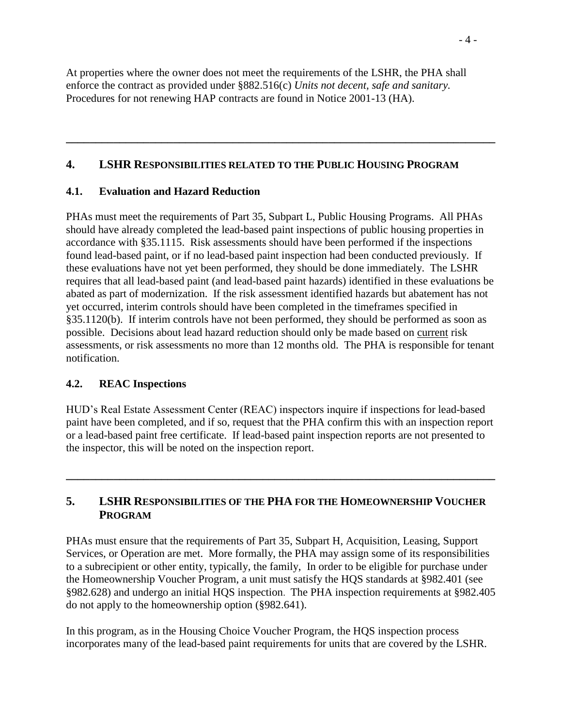At properties where the owner does not meet the requirements of the LSHR, the PHA shall enforce the contract as provided under §882.516(c) *Units not decent, safe and sanitary.* Procedures for not renewing HAP contracts are found in Notice 2001-13 (HA).

---

## 4. LSHR RESPONSIBILITIES RELATED TO THE PUBLIC HOUSING PROGRAM

### 4.1. Evaluation and Hazard Reduction

PHAs must meet the requirements of Part 35, Subpart L, Public Housing Programs. All PHAs should have already completed the lead-based paint inspections of public housing properties in accordance with §35.1115. Risk assessments should have been performed if the inspections found lead-based paint, or if no lead-based paint inspection had been conducted previously. If these evaluations have not yet been performed, they should be done immediately. The LSHR requires that all lead-based paint (and lead-based paint hazards) identified in these evaluations be abated as part of modernization. If the risk assessment identified hazards but abatement has not yet occurred, interim controls should have been completed in the timeframes specified in §35.1120(b). If interim controls have not been performed, they should be performed as soon as possible. Decisions about lead hazard reduction should only be made based on current risk assessments, or risk assessments no more than 12 months old. The PHA is responsible for tenant notification.

### 4.2. REAC Inspections

HUD's Real Estate Assessment Center (REAC) inspectors inquire if inspections for lead-based paint have been completed, and if so, request that the PHA confirm this with an inspection report or a lead-based paint free certificate. If lead-based paint inspection reports are not presented to the inspector, this will be noted on the inspection report.

---

## 5. LSHR RESPONSIBILITIES OF THE PHA FOR THE HOMEOWNERSHIP VOUCHER PROGRAM

PHAs must ensure that the requirements of Part 35, Subpart H, Acquisition, Leasing, Support Services, or Operation are met. More formally, the PHA may assign some of its responsibilities to a subrecipient or other entity, typically, the family, In order to be eligible for purchase under the Homeownership Voucher Program, a unit must satisfy the HQS standards at §982.401 (see §982.628) and undergo an initial HQS inspection. The PHA inspection requirements at §982.405 do not apply to the homeownership option (§982.641).

In this program, as in the Housing Choice Voucher Program, the HQS inspection process incorporates many of the lead-based paint requirements for units that are covered by the LSHR.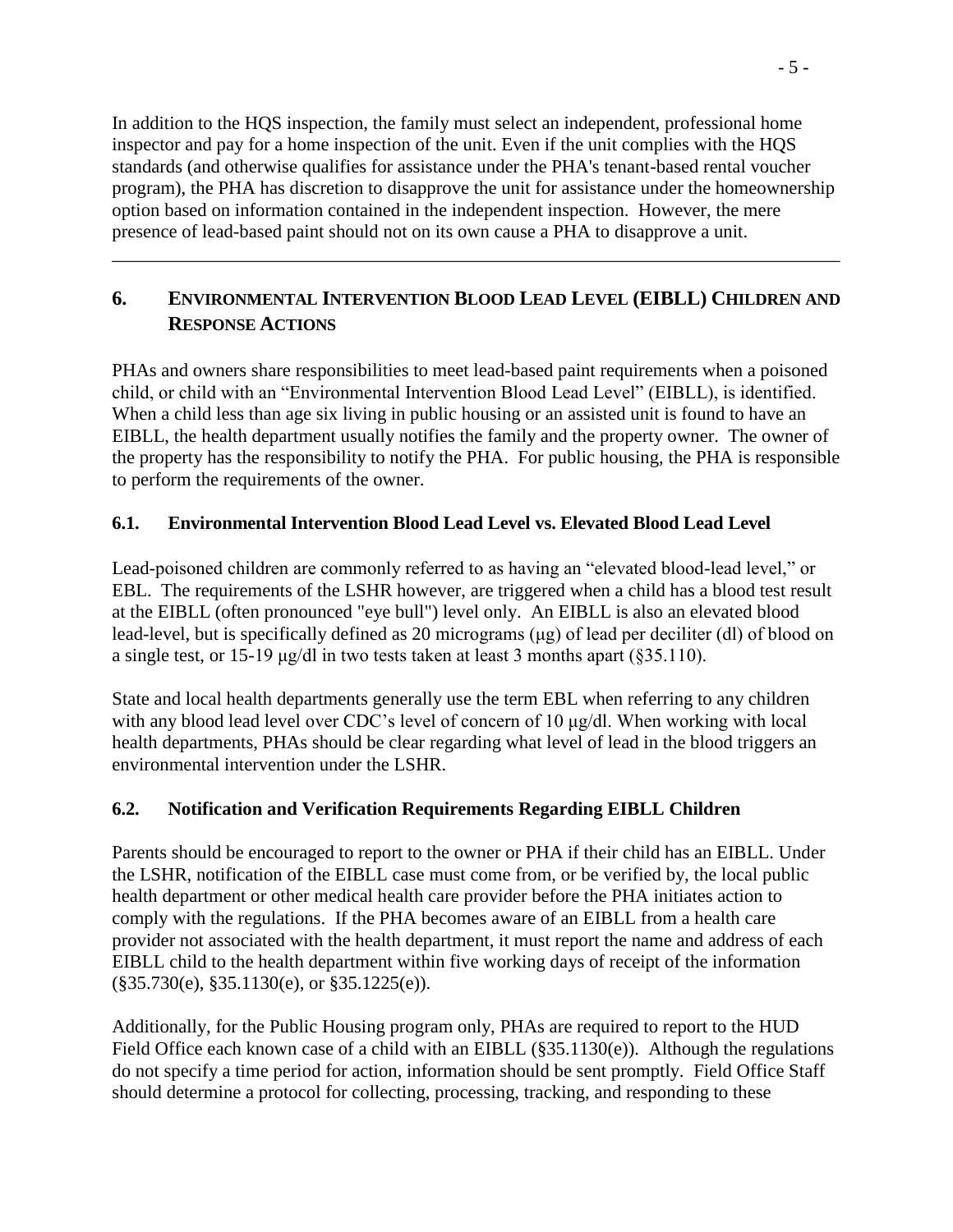In addition to the HQS inspection, the family must select an independent, professional home inspector and pay for a home inspection of the unit. Even if the unit complies with the HQS standards (and otherwise qualifies for assistance under the PHA's tenant-based rental voucher program), the PHA has discretion to disapprove the unit for assistance under the homeownership option based on information contained in the independent inspection. However, the mere presence of lead-based paint should not on its own cause a PHA to disapprove a unit.

---

## 6. ENVIRONMENTAL INTERVENTION BLOOD LEAD LEVEL (EIBLL) CHILDREN AND RESPONSE ACTIONS

PHAs and owners share responsibilities to meet lead-based paint requirements when a poisoned child, or child with an "Environmental Intervention Blood Lead Level" (EIBLL), is identified. When a child less than age six living in public housing or an assisted unit is found to have an EIBLL, the health department usually notifies the family and the property owner. The owner of the property has the responsibility to notify the PHA. For public housing, the PHA is responsible to perform the requirements of the owner.

### 6.1. Environmental Intervention Blood Lead Level vs. Elevated Blood Lead Level

Lead-poisoned children are commonly referred to as having an "elevated blood-lead level," or EBL. The requirements of the LSHR however, are triggered when a child has a blood test result at the EIBLL (often pronounced "eye bull") level only. An EIBLL is also an elevated blood lead-level, but is specifically defined as 20 micrograms (μg) of lead per deciliter (dl) of blood on a single test, or 15-19 μg/dl in two tests taken at least 3 months apart (§35.110).

State and local health departments generally use the term EBL when referring to any children with any blood lead level over CDC's level of concern of 10 μg/dl. When working with local health departments, PHAs should be clear regarding what level of lead in the blood triggers an environmental intervention under the LSHR.

### 6.2. Notification and Verification Requirements Regarding EIBLL Children

Parents should be encouraged to report to the owner or PHA if their child has an EIBLL. Under the LSHR, notification of the EIBLL case must come from, or be verified by, the local public health department or other medical health care provider before the PHA initiates action to comply with the regulations. If the PHA becomes aware of an EIBLL from a health care provider not associated with the health department, it must report the name and address of each EIBLL child to the health department within five working days of receipt of the information (§35.730(e), §35.1130(e), or §35.1225(e)).

Additionally, for the Public Housing program only, PHAs are required to report to the HUD Field Office each known case of a child with an EIBLL (§35.1130(e)). Although the regulations do not specify a time period for action, information should be sent promptly. Field Office Staff should determine a protocol for collecting, processing, tracking, and responding to these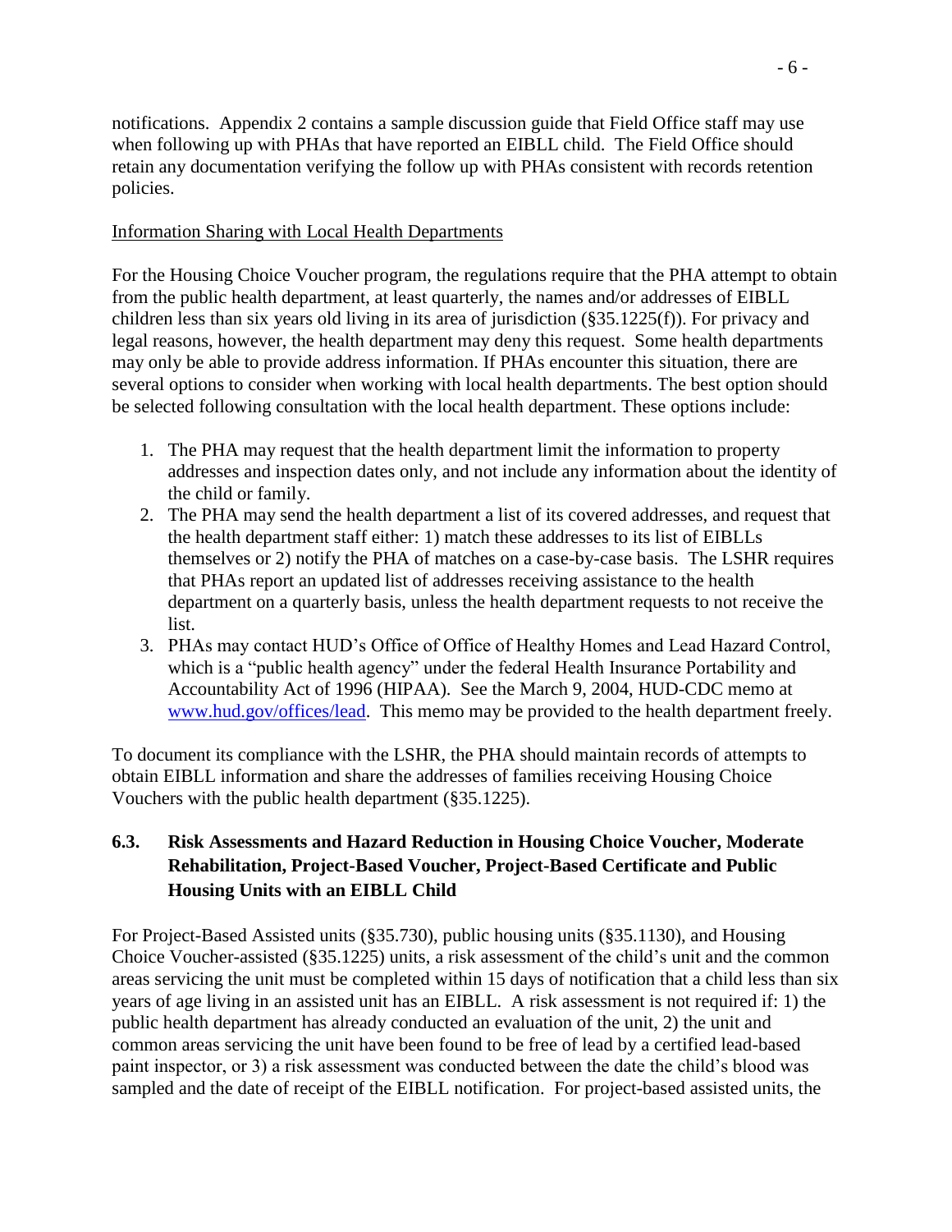notifications. Appendix 2 contains a sample discussion guide that Field Office staff may use when following up with PHAs that have reported an EIBLL child. The Field Office should retain any documentation verifying the follow up with PHAs consistent with records retention policies.

Information Sharing with Local Health Departments

For the Housing Choice Voucher program, the regulations require that the PHA attempt to obtain from the public health department, at least quarterly, the names and/or addresses of EIBLL children less than six years old living in its area of jurisdiction (§35.1225(f)). For privacy and legal reasons, however, the health department may deny this request. Some health departments may only be able to provide address information. If PHAs encounter this situation, there are several options to consider when working with local health departments. The best option should be selected following consultation with the local health department. These options include:

1. The PHA may request that the health department limit the information to property addresses and inspection dates only, and not include any information about the identity of the child or family.
2. The PHA may send the health department a list of its covered addresses, and request that the health department staff either: 1) match these addresses to its list of EIBLLs themselves or 2) notify the PHA of matches on a case-by-case basis. The LSHR requires that PHAs report an updated list of addresses receiving assistance to the health department on a quarterly basis, unless the health department requests to not receive the list.
3. PHAs may contact HUD's Office of Office of Healthy Homes and Lead Hazard Control, which is a "public health agency" under the federal Health Insurance Portability and Accountability Act of 1996 (HIPAA). See the March 9, 2004, HUD-CDC memo at www.hud.gov/offices/lead. This memo may be provided to the health department freely.

To document its compliance with the LSHR, the PHA should maintain records of attempts to obtain EIBLL information and share the addresses of families receiving Housing Choice Vouchers with the public health department (§35.1225).

### 6.3. Risk Assessments and Hazard Reduction in Housing Choice Voucher, Moderate Rehabilitation, Project-Based Voucher, Project-Based Certificate and Public Housing Units with an EIBLL Child

For Project-Based Assisted units (§35.730), public housing units (§35.1130), and Housing Choice Voucher-assisted (§35.1225) units, a risk assessment of the child's unit and the common areas servicing the unit must be completed within 15 days of notification that a child less than six years of age living in an assisted unit has an EIBLL. A risk assessment is not required if: 1) the public health department has already conducted an evaluation of the unit, 2) the unit and common areas servicing the unit have been found to be free of lead by a certified lead-based paint inspector, or 3) a risk assessment was conducted between the date the child's blood was sampled and the date of receipt of the EIBLL notification. For project-based assisted units, the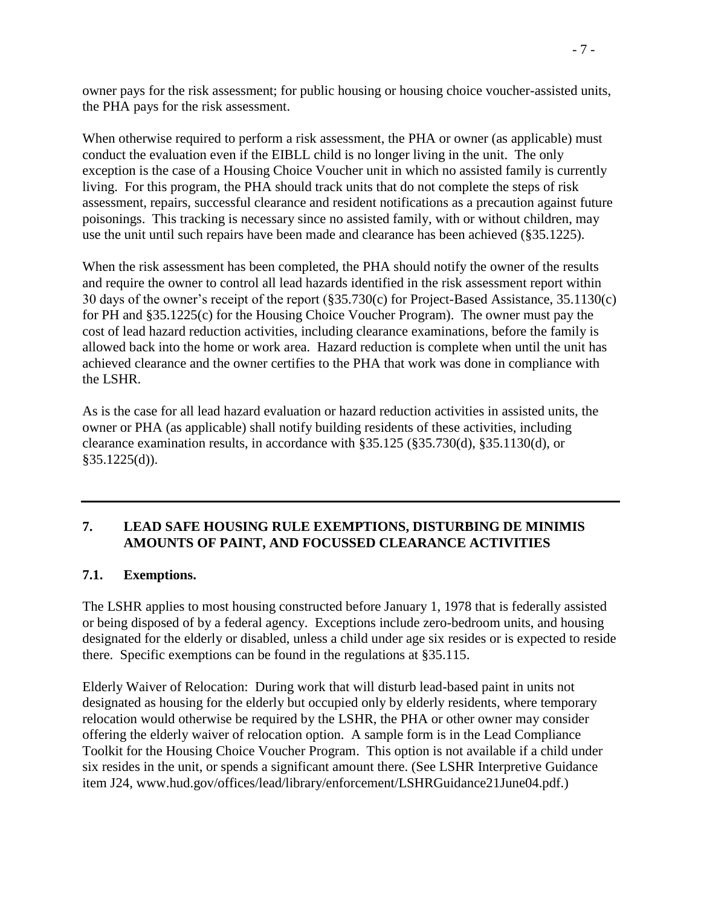owner pays for the risk assessment; for public housing or housing choice voucher-assisted units, the PHA pays for the risk assessment.

When otherwise required to perform a risk assessment, the PHA or owner (as applicable) must conduct the evaluation even if the EIBLL child is no longer living in the unit. The only exception is the case of a Housing Choice Voucher unit in which no assisted family is currently living. For this program, the PHA should track units that do not complete the steps of risk assessment, repairs, successful clearance and resident notifications as a precaution against future poisonings. This tracking is necessary since no assisted family, with or without children, may use the unit until such repairs have been made and clearance has been achieved (§35.1225).

When the risk assessment has been completed, the PHA should notify the owner of the results and require the owner to control all lead hazards identified in the risk assessment report within 30 days of the owner's receipt of the report (§35.730(c) for Project-Based Assistance, 35.1130(c) for PH and §35.1225(c) for the Housing Choice Voucher Program). The owner must pay the cost of lead hazard reduction activities, including clearance examinations, before the family is allowed back into the home or work area. Hazard reduction is complete when until the unit has achieved clearance and the owner certifies to the PHA that work was done in compliance with the LSHR.

As is the case for all lead hazard evaluation or hazard reduction activities in assisted units, the owner or PHA (as applicable) shall notify building residents of these activities, including clearance examination results, in accordance with §35.125 (§35.730(d), §35.1130(d), or §35.1225(d)).

---

## 7. LEAD SAFE HOUSING RULE EXEMPTIONS, DISTURBING DE MINIMIS AMOUNTS OF PAINT, AND FOCUSSED CLEARANCE ACTIVITIES

### 7.1. Exemptions.

The LSHR applies to most housing constructed before January 1, 1978 that is federally assisted or being disposed of by a federal agency. Exceptions include zero-bedroom units, and housing designated for the elderly or disabled, unless a child under age six resides or is expected to reside there. Specific exemptions can be found in the regulations at §35.115.

Elderly Waiver of Relocation: During work that will disturb lead-based paint in units not designated as housing for the elderly but occupied only by elderly residents, where temporary relocation would otherwise be required by the LSHR, the PHA or other owner may consider offering the elderly waiver of relocation option. A sample form is in the Lead Compliance Toolkit for the Housing Choice Voucher Program. This option is not available if a child under six resides in the unit, or spends a significant amount there. (See LSHR Interpretive Guidance item J24, www.hud.gov/offices/lead/library/enforcement/LSHRGuidance21June04.pdf.)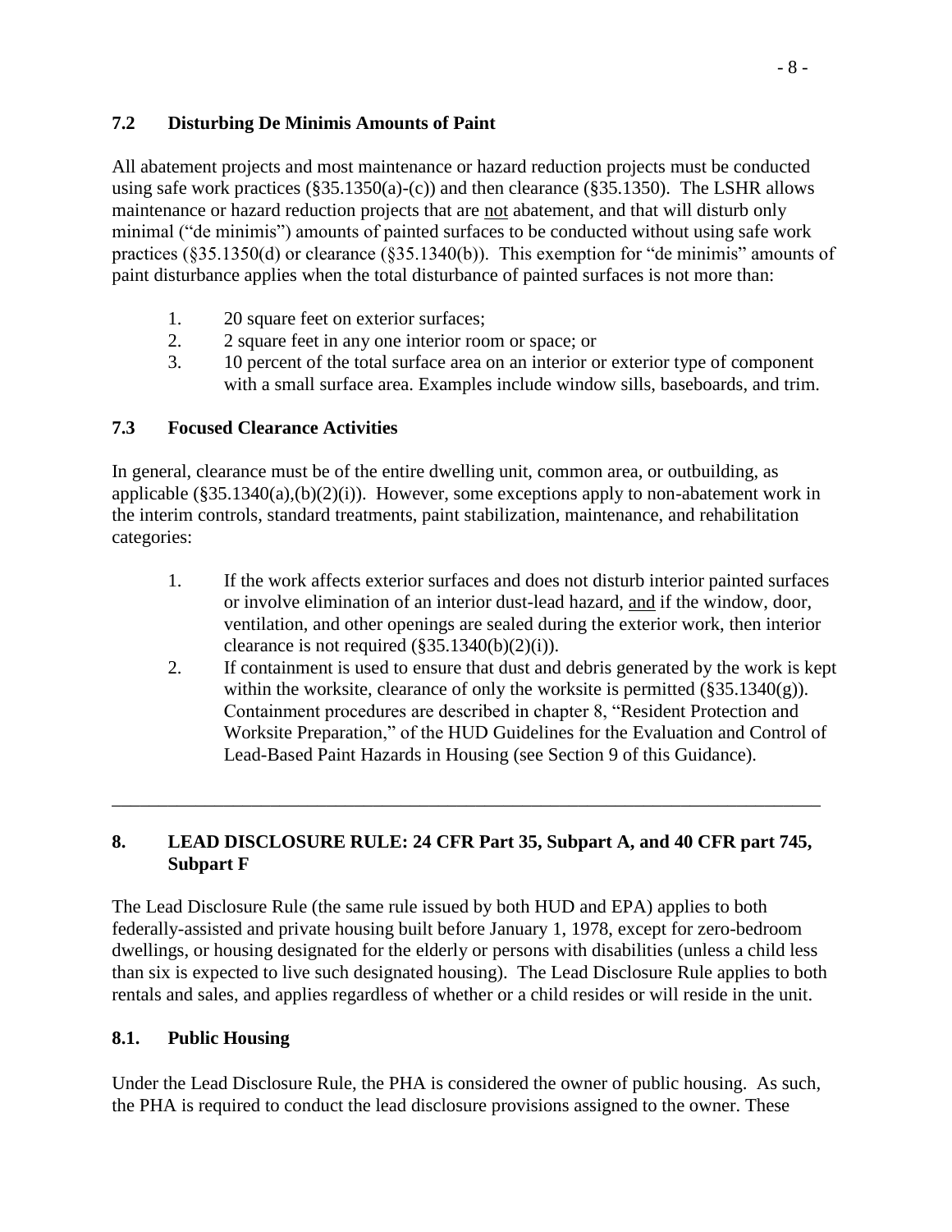### 7.2 Disturbing De Minimis Amounts of Paint

All abatement projects and most maintenance or hazard reduction projects must be conducted using safe work practices (§35.1350(a)-(c)) and then clearance (§35.1350). The LSHR allows maintenance or hazard reduction projects that are not abatement, and that will disturb only minimal ("de minimis") amounts of painted surfaces to be conducted without using safe work practices (§35.1350(d) or clearance (§35.1340(b)). This exemption for "de minimis" amounts of paint disturbance applies when the total disturbance of painted surfaces is not more than:

1. 20 square feet on exterior surfaces;
2. 2 square feet in any one interior room or space; or
3. 10 percent of the total surface area on an interior or exterior type of component with a small surface area. Examples include window sills, baseboards, and trim.

### 7.3 Focused Clearance Activities

In general, clearance must be of the entire dwelling unit, common area, or outbuilding, as applicable (§35.1340(a),(b)(2)(i)). However, some exceptions apply to non-abatement work in the interim controls, standard treatments, paint stabilization, maintenance, and rehabilitation categories:

1. If the work affects exterior surfaces and does not disturb interior painted surfaces or involve elimination of an interior dust-lead hazard, and if the window, door, ventilation, and other openings are sealed during the exterior work, then interior clearance is not required (§35.1340(b)(2)(i)).
2. If containment is used to ensure that dust and debris generated by the work is kept within the worksite, clearance of only the worksite is permitted (§35.1340(g)). Containment procedures are described in chapter 8, "Resident Protection and Worksite Preparation," of the HUD Guidelines for the Evaluation and Control of Lead-Based Paint Hazards in Housing (see Section 9 of this Guidance).

---

## 8. LEAD DISCLOSURE RULE: 24 CFR Part 35, Subpart A, and 40 CFR part 745, Subpart F

The Lead Disclosure Rule (the same rule issued by both HUD and EPA) applies to both federally-assisted and private housing built before January 1, 1978, except for zero-bedroom dwellings, or housing designated for the elderly or persons with disabilities (unless a child less than six is expected to live such designated housing). The Lead Disclosure Rule applies to both rentals and sales, and applies regardless of whether or a child resides or will reside in the unit.

### 8.1. Public Housing

Under the Lead Disclosure Rule, the PHA is considered the owner of public housing. As such, the PHA is required to conduct the lead disclosure provisions assigned to the owner. These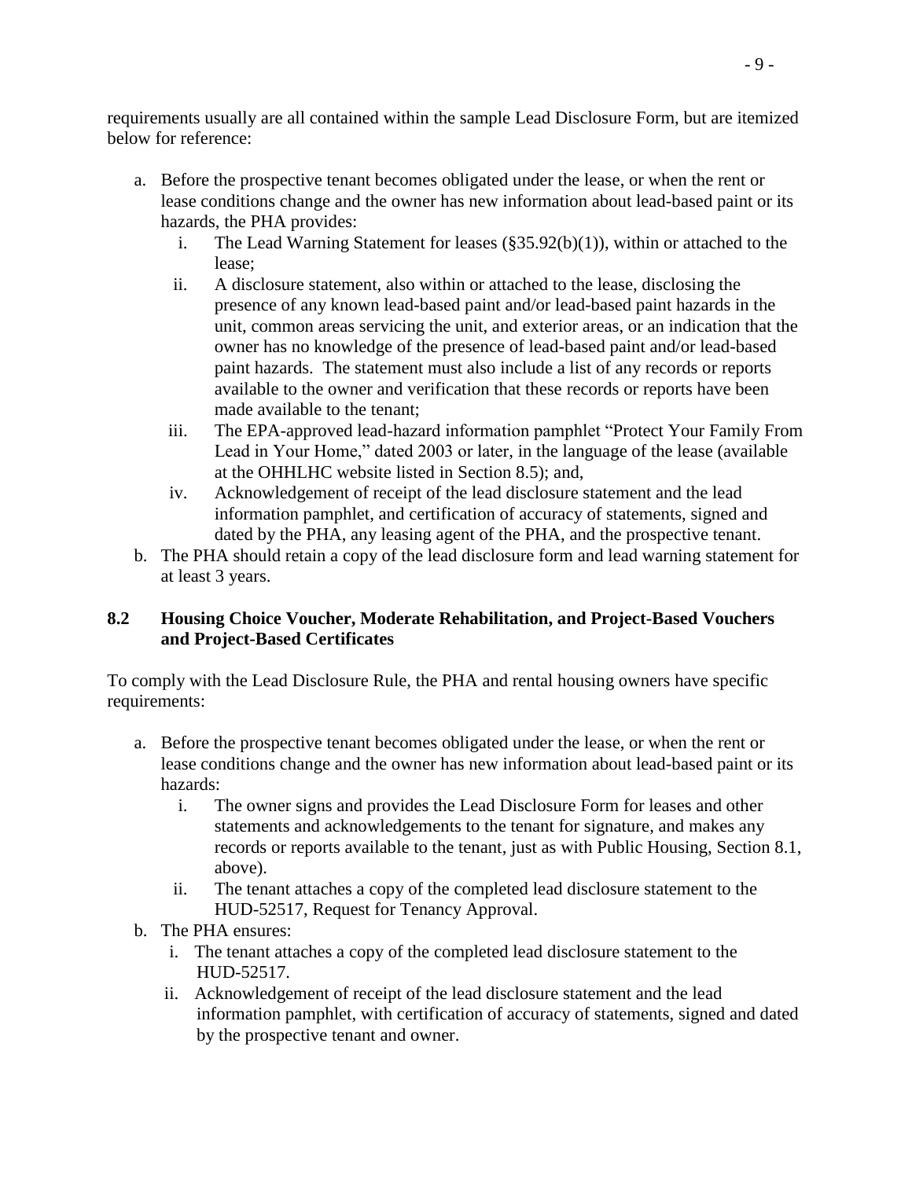requirements usually are all contained within the sample Lead Disclosure Form, but are itemized below for reference:

a. Before the prospective tenant becomes obligated under the lease, or when the rent or lease conditions change and the owner has new information about lead-based paint or its hazards, the PHA provides:
   i. The Lead Warning Statement for leases (§35.92(b)(1)), within or attached to the lease;
   ii. A disclosure statement, also within or attached to the lease, disclosing the presence of any known lead-based paint and/or lead-based paint hazards in the unit, common areas servicing the unit, and exterior areas, or an indication that the owner has no knowledge of the presence of lead-based paint and/or lead-based paint hazards. The statement must also include a list of any records or reports available to the owner and verification that these records or reports have been made available to the tenant;
   iii. The EPA-approved lead-hazard information pamphlet "Protect Your Family From Lead in Your Home," dated 2003 or later, in the language of the lease (available at the OHHLHC website listed in Section 8.5); and,
   iv. Acknowledgement of receipt of the lead disclosure statement and the lead information pamphlet, and certification of accuracy of statements, signed and dated by the PHA, any leasing agent of the PHA, and the prospective tenant.
b. The PHA should retain a copy of the lead disclosure form and lead warning statement for at least 3 years.

### 8.2 Housing Choice Voucher, Moderate Rehabilitation, and Project-Based Vouchers and Project-Based Certificates

To comply with the Lead Disclosure Rule, the PHA and rental housing owners have specific requirements:

a. Before the prospective tenant becomes obligated under the lease, or when the rent or lease conditions change and the owner has new information about lead-based paint or its hazards:
   i. The owner signs and provides the Lead Disclosure Form for leases and other statements and acknowledgements to the tenant for signature, and makes any records or reports available to the tenant, just as with Public Housing, Section 8.1, above).
   ii. The tenant attaches a copy of the completed lead disclosure statement to the HUD-52517, Request for Tenancy Approval.
b. The PHA ensures:
   i. The tenant attaches a copy of the completed lead disclosure statement to the HUD-52517.
   ii. Acknowledgement of receipt of the lead disclosure statement and the lead information pamphlet, with certification of accuracy of statements, signed and dated by the prospective tenant and owner.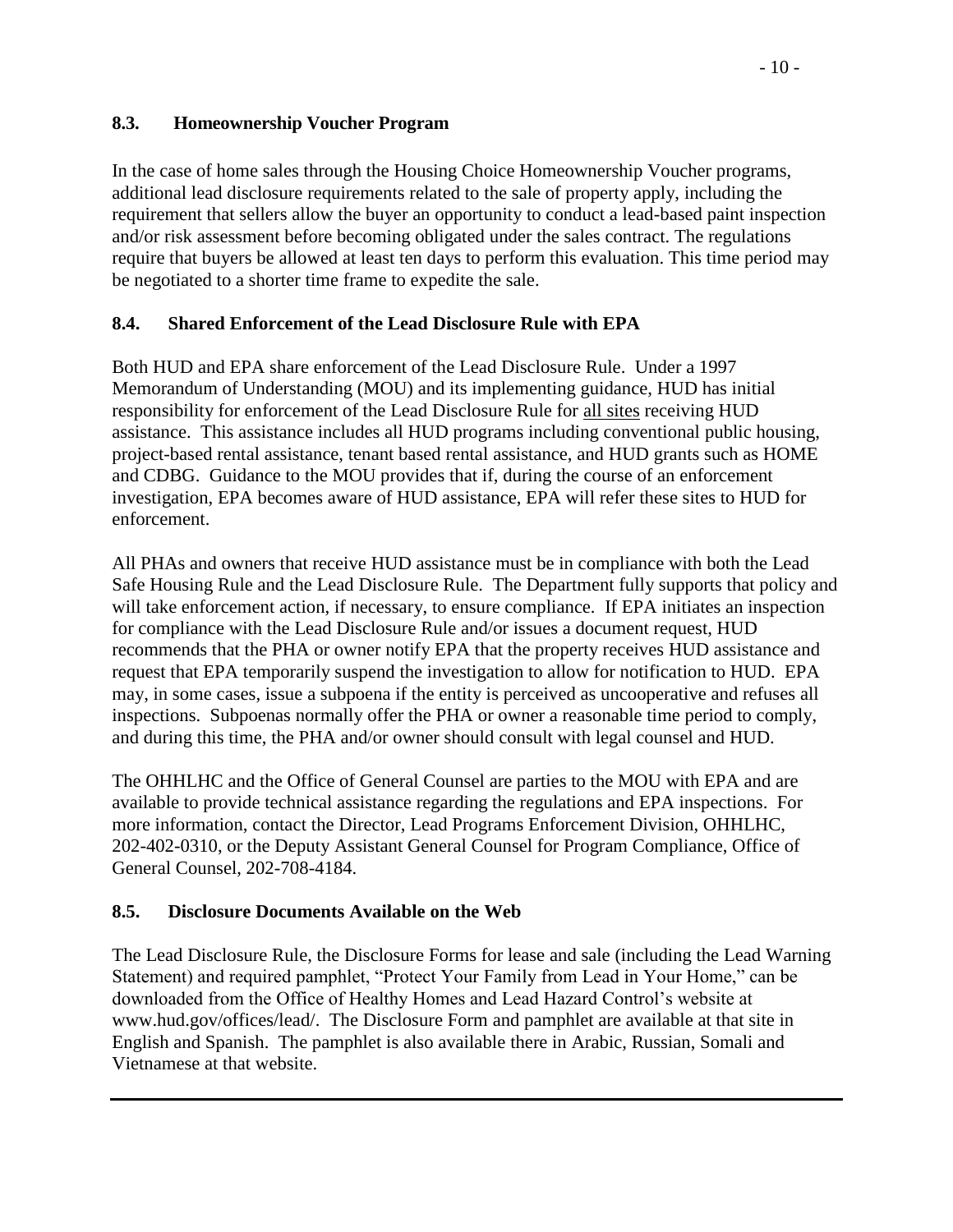## 8.3. Homeownership Voucher Program

In the case of home sales through the Housing Choice Homeownership Voucher programs, additional lead disclosure requirements related to the sale of property apply, including the requirement that sellers allow the buyer an opportunity to conduct a lead-based paint inspection and/or risk assessment before becoming obligated under the sales contract. The regulations require that buyers be allowed at least ten days to perform this evaluation. This time period may be negotiated to a shorter time frame to expedite the sale.

## 8.4. Shared Enforcement of the Lead Disclosure Rule with EPA

Both HUD and EPA share enforcement of the Lead Disclosure Rule. Under a 1997 Memorandum of Understanding (MOU) and its implementing guidance, HUD has initial responsibility for enforcement of the Lead Disclosure Rule for <u>all sites</u> receiving HUD assistance. This assistance includes all HUD programs including conventional public housing, project-based rental assistance, tenant based rental assistance, and HUD grants such as HOME and CDBG. Guidance to the MOU provides that if, during the course of an enforcement investigation, EPA becomes aware of HUD assistance, EPA will refer these sites to HUD for enforcement.

All PHAs and owners that receive HUD assistance must be in compliance with both the Lead Safe Housing Rule and the Lead Disclosure Rule. The Department fully supports that policy and will take enforcement action, if necessary, to ensure compliance. If EPA initiates an inspection for compliance with the Lead Disclosure Rule and/or issues a document request, HUD recommends that the PHA or owner notify EPA that the property receives HUD assistance and request that EPA temporarily suspend the investigation to allow for notification to HUD. EPA may, in some cases, issue a subpoena if the entity is perceived as uncooperative and refuses all inspections. Subpoenas normally offer the PHA or owner a reasonable time period to comply, and during this time, the PHA and/or owner should consult with legal counsel and HUD.

The OHHLHC and the Office of General Counsel are parties to the MOU with EPA and are available to provide technical assistance regarding the regulations and EPA inspections. For more information, contact the Director, Lead Programs Enforcement Division, OHHLHC, 202-402-0310, or the Deputy Assistant General Counsel for Program Compliance, Office of General Counsel, 202-708-4184.

## 8.5. Disclosure Documents Available on the Web

The Lead Disclosure Rule, the Disclosure Forms for lease and sale (including the Lead Warning Statement) and required pamphlet, "Protect Your Family from Lead in Your Home," can be downloaded from the Office of Healthy Homes and Lead Hazard Control's website at www.hud.gov/offices/lead/. The Disclosure Form and pamphlet are available at that site in English and Spanish. The pamphlet is also available there in Arabic, Russian, Somali and Vietnamese at that website.

---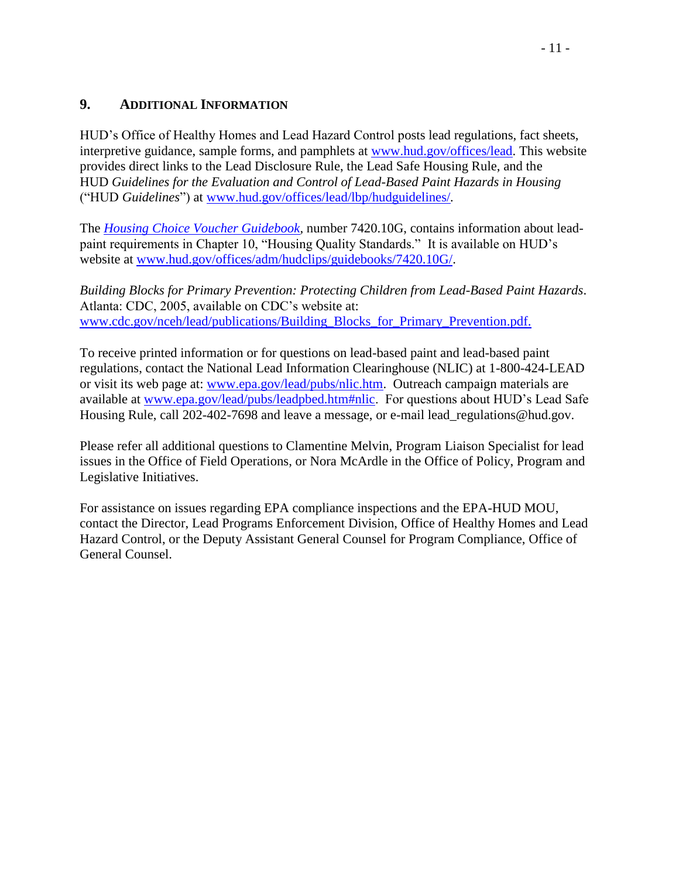## 9. ADDITIONAL INFORMATION

HUD's Office of Healthy Homes and Lead Hazard Control posts lead regulations, fact sheets, interpretive guidance, sample forms, and pamphlets at www.hud.gov/offices/lead. This website provides direct links to the Lead Disclosure Rule, the Lead Safe Housing Rule, and the HUD *Guidelines for the Evaluation and Control of Lead-Based Paint Hazards in Housing* ("HUD *Guidelines*") at www.hud.gov/offices/lead/lbp/hudguidelines/.

The ***Housing Choice Voucher Guidebook***, number 7420.10G, contains information about lead-paint requirements in Chapter 10, "Housing Quality Standards." It is available on HUD's website at www.hud.gov/offices/adm/hudclips/guidebooks/7420.10G/.

*Building Blocks for Primary Prevention: Protecting Children from Lead-Based Paint Hazards*. Atlanta: CDC, 2005, available on CDC's website at: www.cdc.gov/nceh/lead/publications/Building_Blocks_for_Primary_Prevention.pdf.

To receive printed information or for questions on lead-based paint and lead-based paint regulations, contact the National Lead Information Clearinghouse (NLIC) at 1-800-424-LEAD or visit its web page at: www.epa.gov/lead/pubs/nlic.htm. Outreach campaign materials are available at www.epa.gov/lead/pubs/leadpbed.htm#nlic. For questions about HUD's Lead Safe Housing Rule, call 202-402-7698 and leave a message, or e-mail lead_regulations@hud.gov.

Please refer all additional questions to Clamentine Melvin, Program Liaison Specialist for lead issues in the Office of Field Operations, or Nora McArdle in the Office of Policy, Program and Legislative Initiatives.

For assistance on issues regarding EPA compliance inspections and the EPA-HUD MOU, contact the Director, Lead Programs Enforcement Division, Office of Healthy Homes and Lead Hazard Control, or the Deputy Assistant General Counsel for Program Compliance, Office of General Counsel.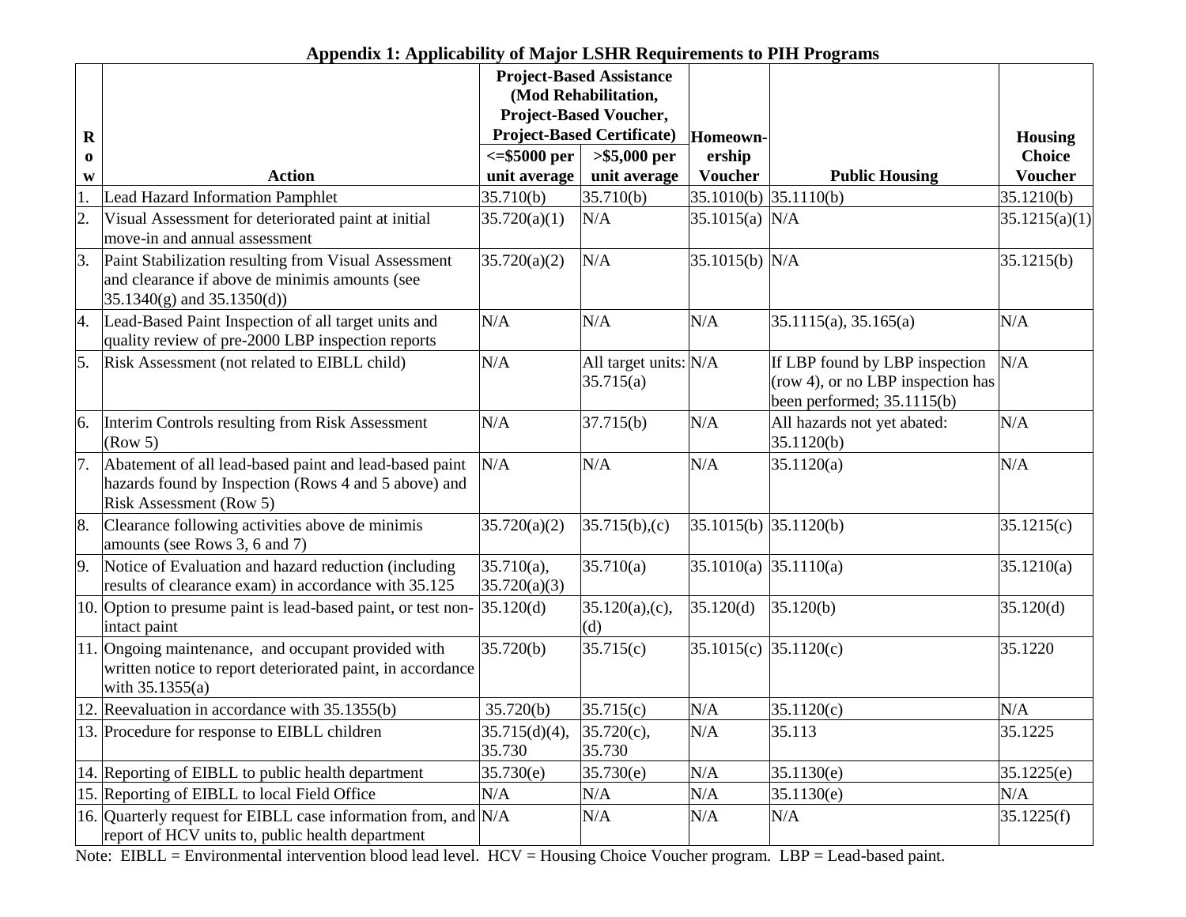**Appendix 1: Applicability of Major LSHR Requirements to PIH Programs**

| Row | Action | Project-Based Assistance (Mod Rehabilitation, Project-Based Voucher, Project-Based Certificate) | | Homeownership Voucher | Public Housing | Housing Choice Voucher |
|---|---|---|---|---|---|---|
| | | <=$5000 per unit average | >$5,000 per unit average | | | |
| 1. | Lead Hazard Information Pamphlet | 35.710(b) | 35.710(b) | 35.1010(b) | 35.1110(b) | 35.1210(b) |
| 2. | Visual Assessment for deteriorated paint at initial move-in and annual assessment | 35.720(a)(1) | N/A | 35.1015(a) | N/A | 35.1215(a)(1) |
| 3. | Paint Stabilization resulting from Visual Assessment and clearance if above de minimis amounts (see 35.1340(g) and 35.1350(d)) | 35.720(a)(2) | N/A | 35.1015(b) | N/A | 35.1215(b) |
| 4. | Lead-Based Paint Inspection of all target units and quality review of pre-2000 LBP inspection reports | N/A | N/A | N/A | 35.1115(a), 35.165(a) | N/A |
| 5. | Risk Assessment (not related to EIBLL child) | N/A | All target units: 35.715(a) | N/A | If LBP found by LBP inspection (row 4), or no LBP inspection has been performed; 35.1115(b) | N/A |
| 6. | Interim Controls resulting from Risk Assessment (Row 5) | N/A | 37.715(b) | N/A | All hazards not yet abated: 35.1120(b) | N/A |
| 7. | Abatement of all lead-based paint and lead-based paint hazards found by Inspection (Rows 4 and 5 above) and Risk Assessment (Row 5) | N/A | N/A | N/A | 35.1120(a) | N/A |
| 8. | Clearance following activities above de minimis amounts (see Rows 3, 6 and 7) | 35.720(a)(2) | 35.715(b),(c) | 35.1015(b) | 35.1120(b) | 35.1215(c) |
| 9. | Notice of Evaluation and hazard reduction (including results of clearance exam) in accordance with 35.125 | 35.710(a), 35.720(a)(3) | 35.710(a) | 35.1010(a) | 35.1110(a) | 35.1210(a) |
| 10. | Option to presume paint is lead-based paint, or test non-intact paint | 35.120(d) | 35.120(a),(c),(d) | 35.120(d) | 35.120(b) | 35.120(d) |
| 11. | Ongoing maintenance, and occupant provided with written notice to report deteriorated paint, in accordance with 35.1355(a) | 35.720(b) | 35.715(c) | 35.1015(c) | 35.1120(c) | 35.1220 |
| 12. | Reevaluation in accordance with 35.1355(b) | 35.720(b) | 35.715(c) | N/A | 35.1120(c) | N/A |
| 13. | Procedure for response to EIBLL children | 35.715(d)(4), 35.730 | 35.720(c), 35.730 | N/A | 35.113 | 35.1225 |
| 14. | Reporting of EIBLL to public health department | 35.730(e) | 35.730(e) | N/A | 35.1130(e) | 35.1225(e) |
| 15. | Reporting of EIBLL to local Field Office | N/A | N/A | N/A | 35.1130(e) | N/A |
| 16. | Quarterly request for EIBLL case information from, and report of HCV units to, public health department | N/A | N/A | N/A | N/A | 35.1225(f) |

Note: EIBLL = Environmental intervention blood lead level. HCV = Housing Choice Voucher program. LBP = Lead-based paint.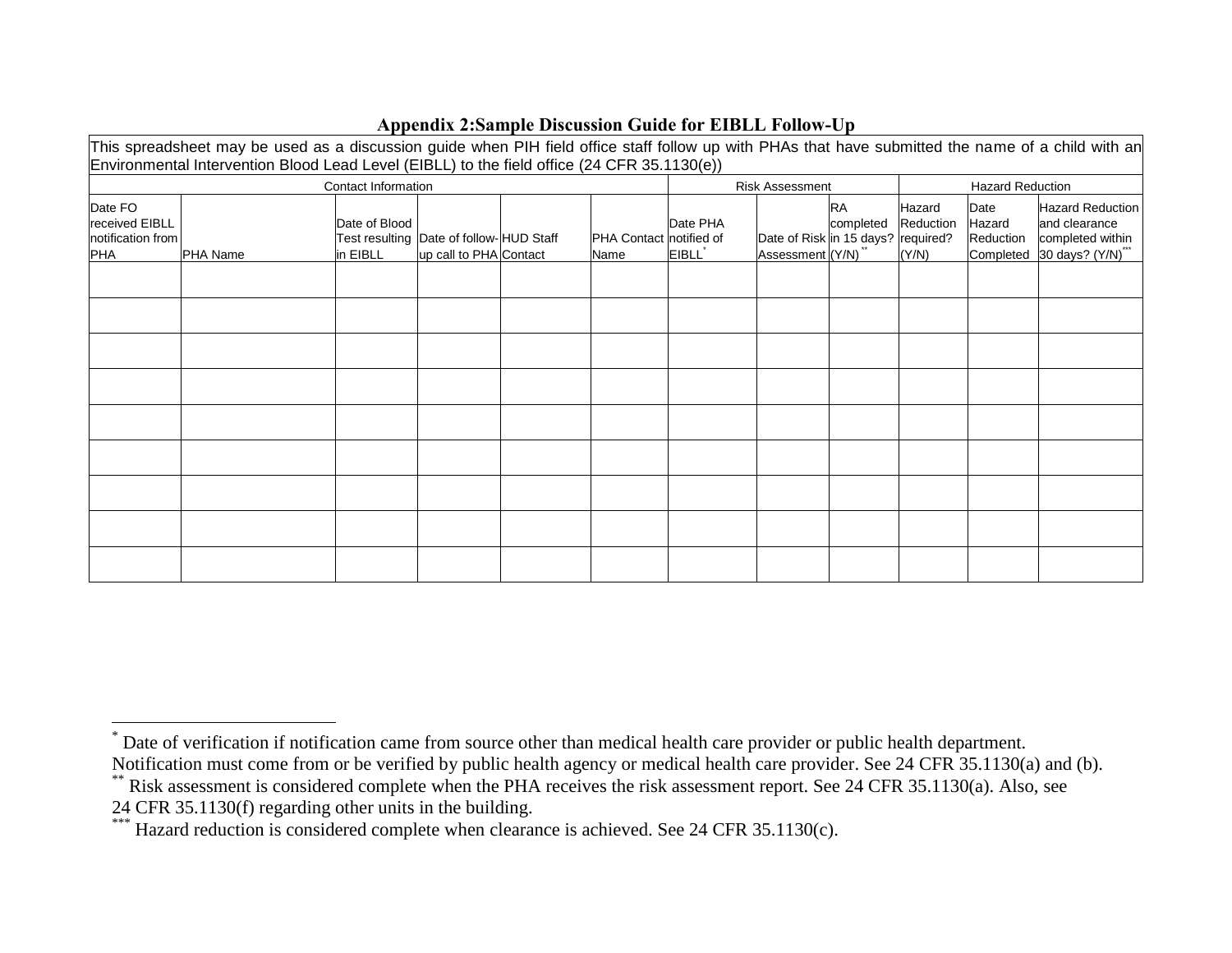## Appendix 2:Sample Discussion Guide for EIBLL Follow-Up

| This spreadsheet may be used as a discussion guide when PIH field office staff follow up with PHAs that have submitted the name of a child with an Environmental Intervention Blood Lead Level (EIBLL) to the field office (24 CFR 35.1130(e)) | | | | | | | | | | | |
|---|---|---|---|---|---|---|---|---|---|---|---|
| Contact Information | | | | | | Risk Assessment | | | Hazard Reduction | | |
| Date FO received EIBLL notification from PHA | PHA Name | Date of Blood Test resulting in EIBLL | Date of follow-up call to PHA | HUD Staff Contact | PHA Contact Name | Date PHA notified of EIBLL* | Date of Risk Assessment | RA completed in 15 days? (Y/N)** | Hazard Reduction required? (Y/N) | Date Hazard Reduction Completed | Hazard Reduction and clearance completed within 30 days? (Y/N)*** |
| | | | | | | | | | | | |
| | | | | | | | | | | | |
| | | | | | | | | | | | |
| | | | | | | | | | | | |
| | | | | | | | | | | | |
| | | | | | | | | | | | |
| | | | | | | | | | | | |
| | | | | | | | | | | | |
| | | | | | | | | | | | |

---

* Date of verification if notification came from source other than medical health care provider or public health department. Notification must come from or be verified by public health agency or medical health care provider. See 24 CFR 35.1130(a) and (b).

** Risk assessment is considered complete when the PHA receives the risk assessment report. See 24 CFR 35.1130(a). Also, see 24 CFR 35.1130(f) regarding other units in the building.

*** Hazard reduction is considered complete when clearance is achieved. See 24 CFR 35.1130(c).